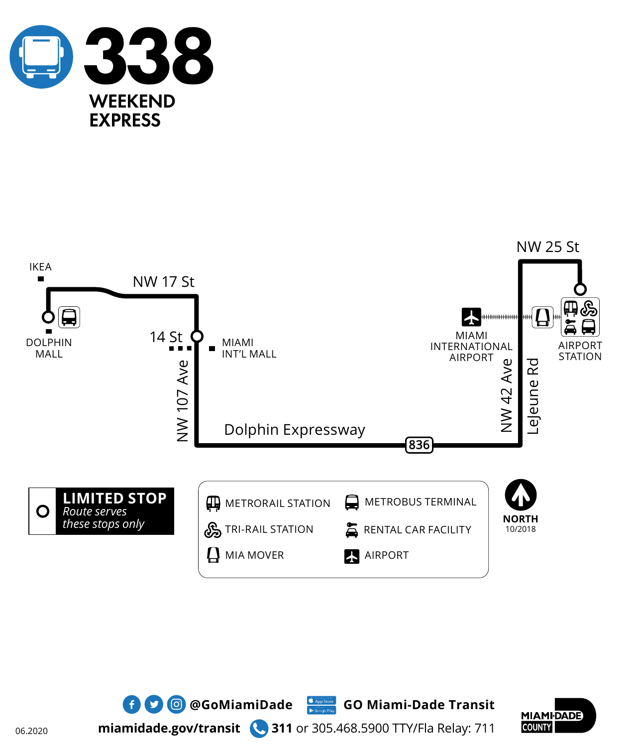# 338

## WEEKEND EXPRESS

IKEA

NW 17 St

DOLPHIN MALL

14 St

MIAMI INT'L MALL

NW 107 Ave

Dolphin Expressway

836

MIAMI INTERNATIONAL AIRPORT

NW 42 Ave

LeJeune Rd

NW 25 St

AIRPORT STATION

**LIMITED STOP**
*Route serves these stops only*

- METRORAIL STATION
- METROBUS TERMINAL
- TRI-RAIL STATION
- RENTAL CAR FACILITY
- MIA MOVER
- AIRPORT

**NORTH**
10/2018

**@GoMiamiDade** **GO Miami-Dade Transit**

**miamidade.gov/transit** **311** or 305.468.5900 TTY/Fla Relay: 711

MIAMI-DADE COUNTY

06.2020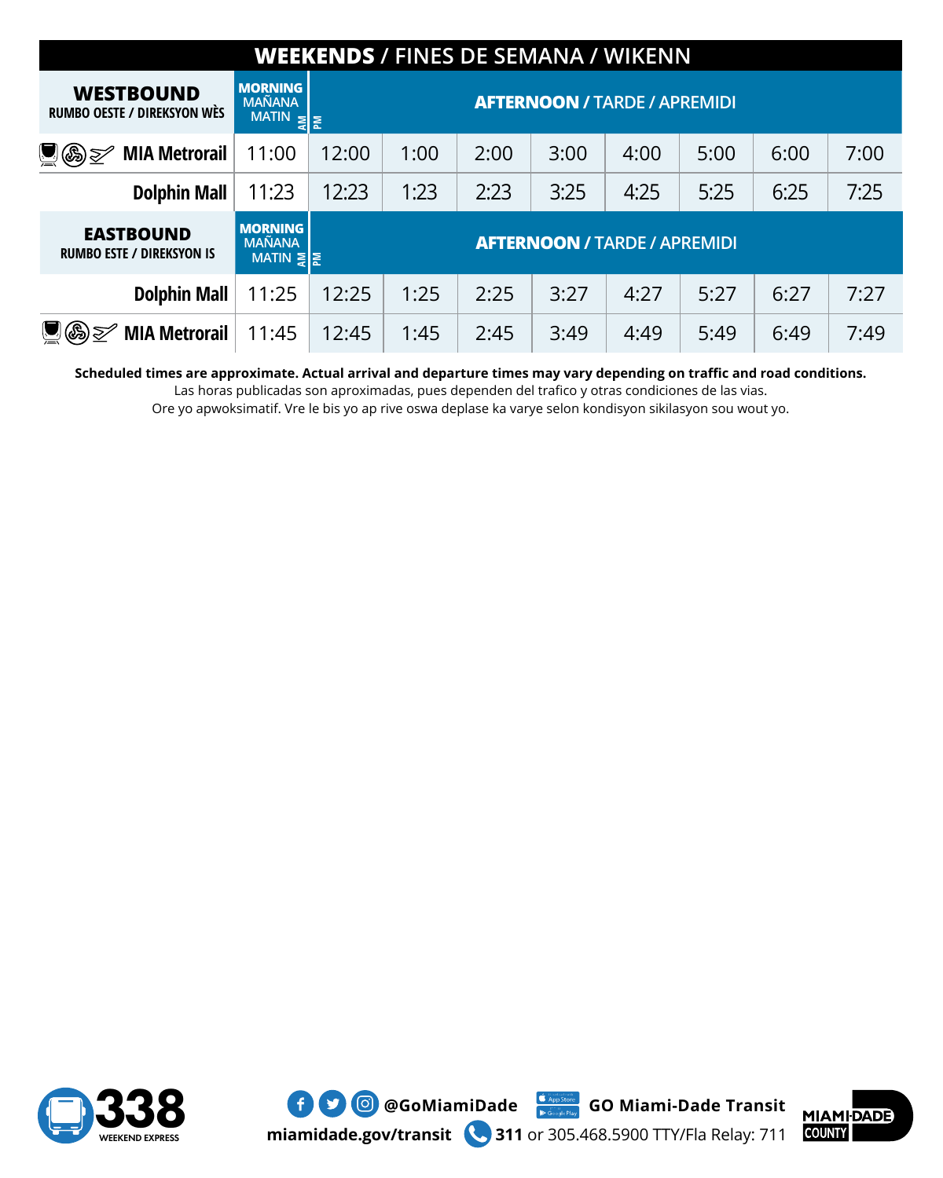## WEEKENDS / FINES DE SEMANA / WIKENN

| WESTBOUND RUMBO OESTE / DIREKSYON WÈS | MORNING MAÑANA MATIN AM | AFTERNOON / TARDE / APREMIDI PM | | | | | | | |
|---|---|---|---|---|---|---|---|---|---|
| MIA Metrorail | 11:00 | 12:00 | 1:00 | 2:00 | 3:00 | 4:00 | 5:00 | 6:00 | 7:00 |
| Dolphin Mall | 11:23 | 12:23 | 1:23 | 2:23 | 3:25 | 4:25 | 5:25 | 6:25 | 7:25 |

| EASTBOUND RUMBO ESTE / DIREKSYON IS | MORNING MAÑANA MATIN AM | AFTERNOON / TARDE / APREMIDI PM | | | | | | | |
|---|---|---|---|---|---|---|---|---|---|
| Dolphin Mall | 11:25 | 12:25 | 1:25 | 2:25 | 3:27 | 4:27 | 5:27 | 6:27 | 7:27 |
| MIA Metrorail | 11:45 | 12:45 | 1:45 | 2:45 | 3:49 | 4:49 | 5:49 | 6:49 | 7:49 |

**Scheduled times are approximate. Actual arrival and departure times may vary depending on traffic and road conditions.**
Las horas publicadas son aproximadas, pues dependen del trafico y otras condiciones de las vias.
Ore yo apwoksimatif. Vre le bis yo ap rive oswa deplase ka varye selon kondisyon sikilasyon sou wout yo.

**338** WEEKEND EXPRESS

**@GoMiamiDade** **GO Miami-Dade Transit**

**miamidade.gov/transit** **311** or 305.468.5900 TTY/Fla Relay: 711

MIAMI-DADE COUNTY